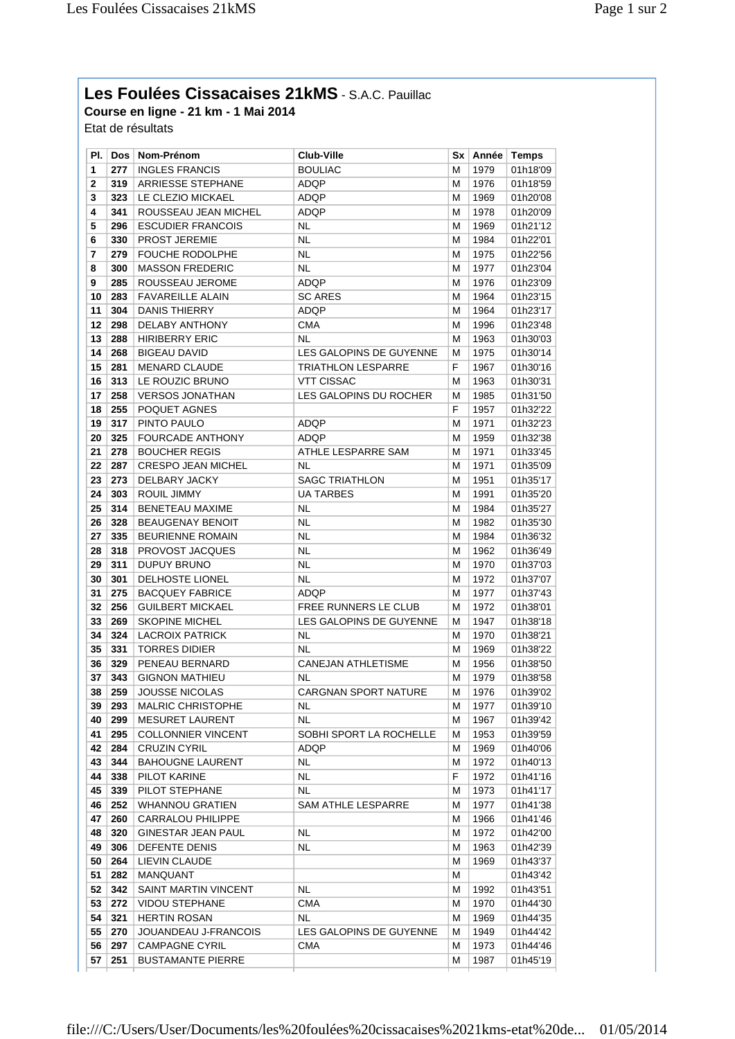# Les Foulées Cissacaises 21kMS - S.A.C. Pauillac

**Course en ligne - 21 km - 1 Mai 2014**

Etat de résultats

| Pl. | Dos | Nom-Prénom | Club-Ville | Sx | Année | Temps |
|---|---|---|---|---|---|---|
| 1 | 277 | INGLES FRANCIS | BOULIAC | M | 1979 | 01h18'09 |
| 2 | 319 | ARRIESSE STEPHANE | ADQP | M | 1976 | 01h18'59 |
| 3 | 323 | LE CLEZIO MICKAEL | ADQP | M | 1969 | 01h20'08 |
| 4 | 341 | ROUSSEAU JEAN MICHEL | ADQP | M | 1978 | 01h20'09 |
| 5 | 296 | ESCUDIER FRANCOIS | NL | M | 1969 | 01h21'12 |
| 6 | 330 | PROST JEREMIE | NL | M | 1984 | 01h22'01 |
| 7 | 279 | FOUCHE RODOLPHE | NL | M | 1975 | 01h22'56 |
| 8 | 300 | MASSON FREDERIC | NL | M | 1977 | 01h23'04 |
| 9 | 285 | ROUSSEAU JEROME | ADQP | M | 1976 | 01h23'09 |
| 10 | 283 | FAVAREILLE ALAIN | SC ARES | M | 1964 | 01h23'15 |
| 11 | 304 | DANIS THIERRY | ADQP | M | 1964 | 01h23'17 |
| 12 | 298 | DELABY ANTHONY | CMA | M | 1996 | 01h23'48 |
| 13 | 288 | HIRIBERRY ERIC | NL | M | 1963 | 01h30'03 |
| 14 | 268 | BIGEAU DAVID | LES GALOPINS DE GUYENNE | M | 1975 | 01h30'14 |
| 15 | 281 | MENARD CLAUDE | TRIATHLON LESPARRE | F | 1967 | 01h30'16 |
| 16 | 313 | LE ROUZIC BRUNO | VTT CISSAC | M | 1963 | 01h30'31 |
| 17 | 258 | VERSOS JONATHAN | LES GALOPINS DU ROCHER | M | 1985 | 01h31'50 |
| 18 | 255 | POQUET AGNES | | F | 1957 | 01h32'22 |
| 19 | 317 | PINTO PAULO | ADQP | M | 1971 | 01h32'23 |
| 20 | 325 | FOURCADE ANTHONY | ADQP | M | 1959 | 01h32'38 |
| 21 | 278 | BOUCHER REGIS | ATHLE LESPARRE SAM | M | 1971 | 01h33'45 |
| 22 | 287 | CRESPO JEAN MICHEL | NL | M | 1971 | 01h35'09 |
| 23 | 273 | DELBARY JACKY | SAGC TRIATHLON | M | 1951 | 01h35'17 |
| 24 | 303 | ROUIL JIMMY | UA TARBES | M | 1991 | 01h35'20 |
| 25 | 314 | BENETEAU MAXIME | NL | M | 1984 | 01h35'27 |
| 26 | 328 | BEAUGENAY BENOIT | NL | M | 1982 | 01h35'30 |
| 27 | 335 | BEURIENNE ROMAIN | NL | M | 1984 | 01h36'32 |
| 28 | 318 | PROVOST JACQUES | NL | M | 1962 | 01h36'49 |
| 29 | 311 | DUPUY BRUNO | NL | M | 1970 | 01h37'03 |
| 30 | 301 | DELHOSTE LIONEL | NL | M | 1972 | 01h37'07 |
| 31 | 275 | BACQUEY FABRICE | ADQP | M | 1977 | 01h37'43 |
| 32 | 256 | GUILBERT MICKAEL | FREE RUNNERS LE CLUB | M | 1972 | 01h38'01 |
| 33 | 269 | SKOPINE MICHEL | LES GALOPINS DE GUYENNE | M | 1947 | 01h38'18 |
| 34 | 324 | LACROIX PATRICK | NL | M | 1970 | 01h38'21 |
| 35 | 331 | TORRES DIDIER | NL | M | 1969 | 01h38'22 |
| 36 | 329 | PENEAU BERNARD | CANEJAN ATHLETISME | M | 1956 | 01h38'50 |
| 37 | 343 | GIGNON MATHIEU | NL | M | 1979 | 01h38'58 |
| 38 | 259 | JOUSSE NICOLAS | CARGNAN SPORT NATURE | M | 1976 | 01h39'02 |
| 39 | 293 | MALRIC CHRISTOPHE | NL | M | 1977 | 01h39'10 |
| 40 | 299 | MESURET LAURENT | NL | M | 1967 | 01h39'42 |
| 41 | 295 | COLLONNIER VINCENT | SOBHI SPORT LA ROCHELLE | M | 1953 | 01h39'59 |
| 42 | 284 | CRUZIN CYRIL | ADQP | M | 1969 | 01h40'06 |
| 43 | 344 | BAHOUGNE LAURENT | NL | M | 1972 | 01h40'13 |
| 44 | 338 | PILOT KARINE | NL | F | 1972 | 01h41'16 |
| 45 | 339 | PILOT STEPHANE | NL | M | 1973 | 01h41'17 |
| 46 | 252 | WHANNOU GRATIEN | SAM ATHLE LESPARRE | M | 1977 | 01h41'38 |
| 47 | 260 | CARRALOU PHILIPPE | | M | 1966 | 01h41'46 |
| 48 | 320 | GINESTAR JEAN PAUL | NL | M | 1972 | 01h42'00 |
| 49 | 306 | DEFENTE DENIS | NL | M | 1963 | 01h42'39 |
| 50 | 264 | LIEVIN CLAUDE | | M | 1969 | 01h43'37 |
| 51 | 282 | MANQUANT | | M | | 01h43'42 |
| 52 | 342 | SAINT MARTIN VINCENT | NL | M | 1992 | 01h43'51 |
| 53 | 272 | VIDOU STEPHANE | CMA | M | 1970 | 01h44'30 |
| 54 | 321 | HERTIN ROSAN | NL | M | 1969 | 01h44'35 |
| 55 | 270 | JOUANDEAU J-FRANCOIS | LES GALOPINS DE GUYENNE | M | 1949 | 01h44'42 |
| 56 | 297 | CAMPAGNE CYRIL | CMA | M | 1973 | 01h44'46 |
| 57 | 251 | BUSTAMANTE PIERRE | | M | 1987 | 01h45'19 |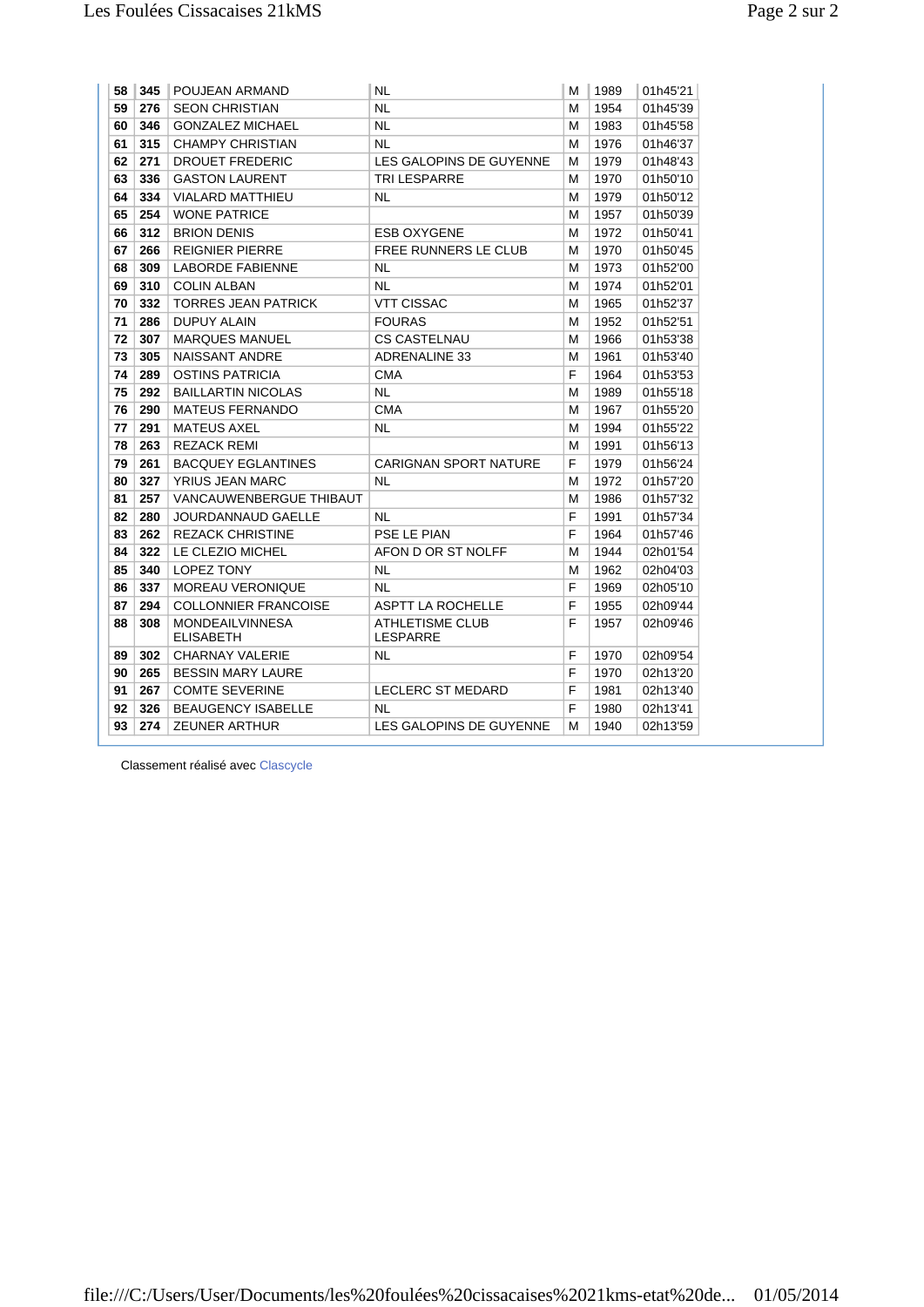| | | | | | | |
|---|---|---|---|---|---|---|
| 58 | 345 | POUJEAN ARMAND | NL | M | 1989 | 01h45'21 |
| 59 | 276 | SEON CHRISTIAN | NL | M | 1954 | 01h45'39 |
| 60 | 346 | GONZALEZ MICHAEL | NL | M | 1983 | 01h45'58 |
| 61 | 315 | CHAMPY CHRISTIAN | NL | M | 1976 | 01h46'37 |
| 62 | 271 | DROUET FREDERIC | LES GALOPINS DE GUYENNE | M | 1979 | 01h48'43 |
| 63 | 336 | GASTON LAURENT | TRI LESPARRE | M | 1970 | 01h50'10 |
| 64 | 334 | VIALARD MATTHIEU | NL | M | 1979 | 01h50'12 |
| 65 | 254 | WONE PATRICE | | M | 1957 | 01h50'39 |
| 66 | 312 | BRION DENIS | ESB OXYGENE | M | 1972 | 01h50'41 |
| 67 | 266 | REIGNIER PIERRE | FREE RUNNERS LE CLUB | M | 1970 | 01h50'45 |
| 68 | 309 | LABORDE FABIENNE | NL | M | 1973 | 01h52'00 |
| 69 | 310 | COLIN ALBAN | NL | M | 1974 | 01h52'01 |
| 70 | 332 | TORRES JEAN PATRICK | VTT CISSAC | M | 1965 | 01h52'37 |
| 71 | 286 | DUPUY ALAIN | FOURAS | M | 1952 | 01h52'51 |
| 72 | 307 | MARQUES MANUEL | CS CASTELNAU | M | 1966 | 01h53'38 |
| 73 | 305 | NAISSANT ANDRE | ADRENALINE 33 | M | 1961 | 01h53'40 |
| 74 | 289 | OSTINS PATRICIA | CMA | F | 1964 | 01h53'53 |
| 75 | 292 | BAILLARTIN NICOLAS | NL | M | 1989 | 01h55'18 |
| 76 | 290 | MATEUS FERNANDO | CMA | M | 1967 | 01h55'20 |
| 77 | 291 | MATEUS AXEL | NL | M | 1994 | 01h55'22 |
| 78 | 263 | REZACK REMI | | M | 1991 | 01h56'13 |
| 79 | 261 | BACQUEY EGLANTINES | CARIGNAN SPORT NATURE | F | 1979 | 01h56'24 |
| 80 | 327 | YRIUS JEAN MARC | NL | M | 1972 | 01h57'20 |
| 81 | 257 | VANCAUWENBERGUE THIBAUT | | M | 1986 | 01h57'32 |
| 82 | 280 | JOURDANNAUD GAELLE | NL | F | 1991 | 01h57'34 |
| 83 | 262 | REZACK CHRISTINE | PSE LE PIAN | F | 1964 | 01h57'46 |
| 84 | 322 | LE CLEZIO MICHEL | AFON D OR ST NOLFF | M | 1944 | 02h01'54 |
| 85 | 340 | LOPEZ TONY | NL | M | 1962 | 02h04'03 |
| 86 | 337 | MOREAU VERONIQUE | NL | F | 1969 | 02h05'10 |
| 87 | 294 | COLLONNIER FRANCOISE | ASPTT LA ROCHELLE | F | 1955 | 02h09'44 |
| 88 | 308 | MONDEAILVINNESA ELISABETH | ATHLETISME CLUB LESPARRE | F | 1957 | 02h09'46 |
| 89 | 302 | CHARNAY VALERIE | NL | F | 1970 | 02h09'54 |
| 90 | 265 | BESSIN MARY LAURE | | F | 1970 | 02h13'20 |
| 91 | 267 | COMTE SEVERINE | LECLERC ST MEDARD | F | 1981 | 02h13'40 |
| 92 | 326 | BEAUGENCY ISABELLE | NL | F | 1980 | 02h13'41 |
| 93 | 274 | ZEUNER ARTHUR | LES GALOPINS DE GUYENNE | M | 1940 | 02h13'59 |

Classement réalisé avec Clascycle